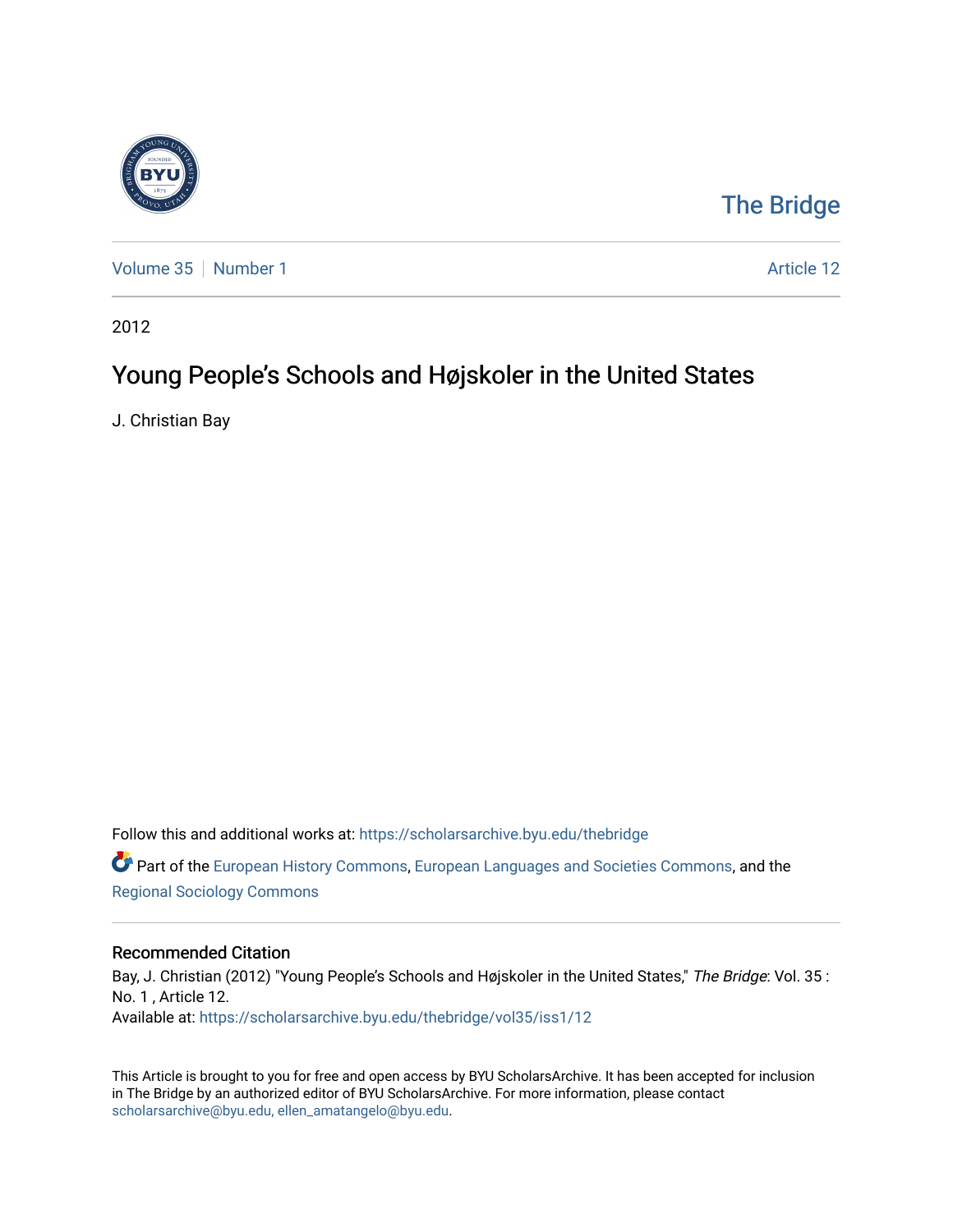The Bridge

Volume 35 | Number 1 | Article 12

2012

# Young People's Schools and Højskoler in the United States

J. Christian Bay

Follow this and additional works at: https://scholarsarchive.byu.edu/thebridge

Part of the European History Commons, European Languages and Societies Commons, and the Regional Sociology Commons

## Recommended Citation

Bay, J. Christian (2012) "Young People's Schools and Højskoler in the United States," *The Bridge*: Vol. 35 : No. 1 , Article 12.
Available at: https://scholarsarchive.byu.edu/thebridge/vol35/iss1/12

This Article is brought to you for free and open access by BYU ScholarsArchive. It has been accepted for inclusion in The Bridge by an authorized editor of BYU ScholarsArchive. For more information, please contact scholarsarchive@byu.edu, ellen_amatangelo@byu.edu.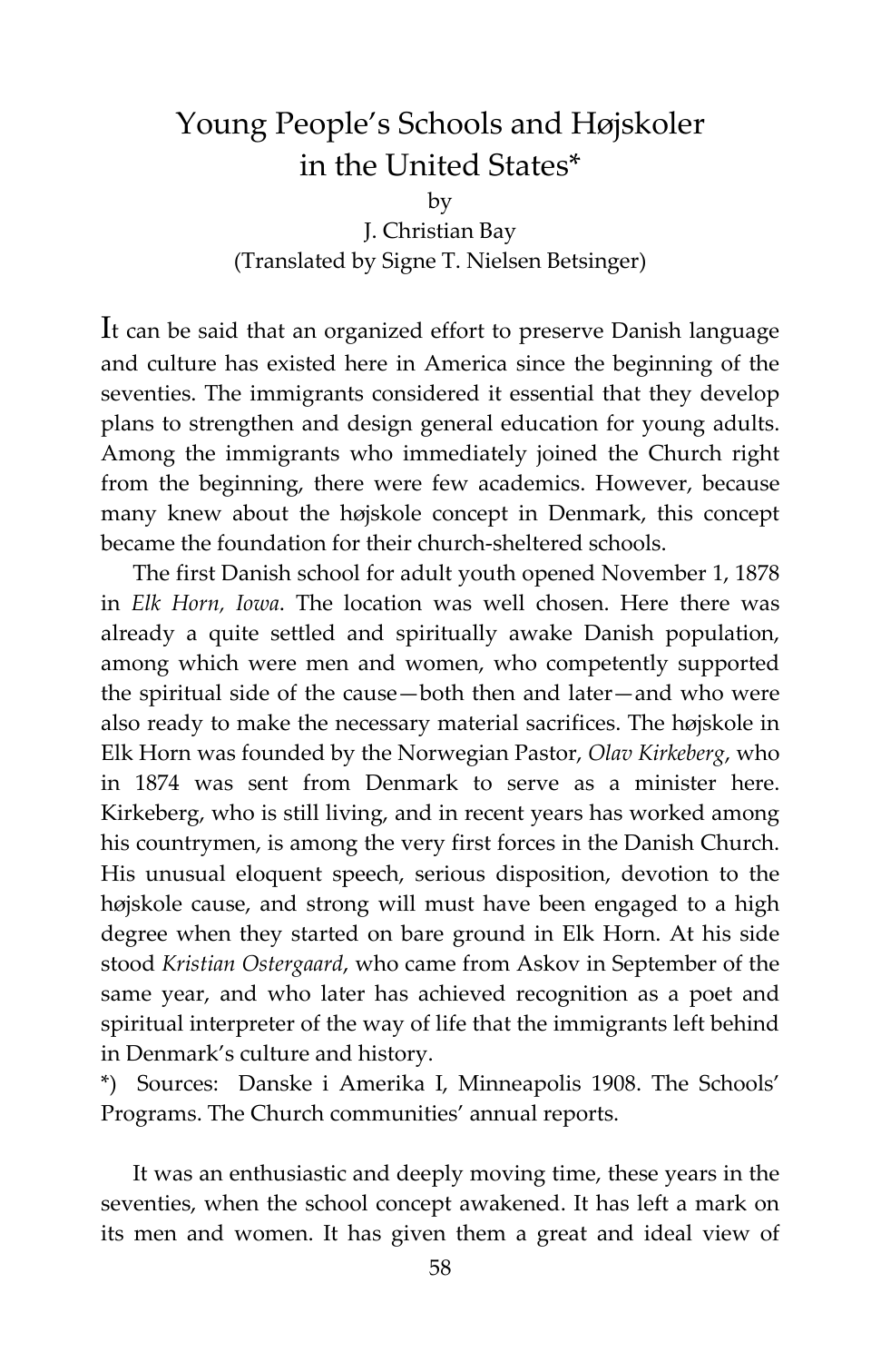# Young People's Schools and Højskoler in the United States*

by

J. Christian Bay

(Translated by Signe T. Nielsen Betsinger)

It can be said that an organized effort to preserve Danish language and culture has existed here in America since the beginning of the seventies. The immigrants considered it essential that they develop plans to strengthen and design general education for young adults. Among the immigrants who immediately joined the Church right from the beginning, there were few academics. However, because many knew about the højskole concept in Denmark, this concept became the foundation for their church-sheltered schools.

The first Danish school for adult youth opened November 1, 1878 in *Elk Horn, Iowa*. The location was well chosen. Here there was already a quite settled and spiritually awake Danish population, among which were men and women, who competently supported the spiritual side of the cause—both then and later—and who were also ready to make the necessary material sacrifices. The højskole in Elk Horn was founded by the Norwegian Pastor, *Olav Kirkeberg*, who in 1874 was sent from Denmark to serve as a minister here. Kirkeberg, who is still living, and in recent years has worked among his countrymen, is among the very first forces in the Danish Church. His unusual eloquent speech, serious disposition, devotion to the højskole cause, and strong will must have been engaged to a high degree when they started on bare ground in Elk Horn. At his side stood *Kristian Ostergaard*, who came from Askov in September of the same year, and who later has achieved recognition as a poet and spiritual interpreter of the way of life that the immigrants left behind in Denmark's culture and history.

*) Sources: Danske i Amerika I, Minneapolis 1908. The Schools' Programs. The Church communities' annual reports.

It was an enthusiastic and deeply moving time, these years in the seventies, when the school concept awakened. It has left a mark on its men and women. It has given them a great and ideal view of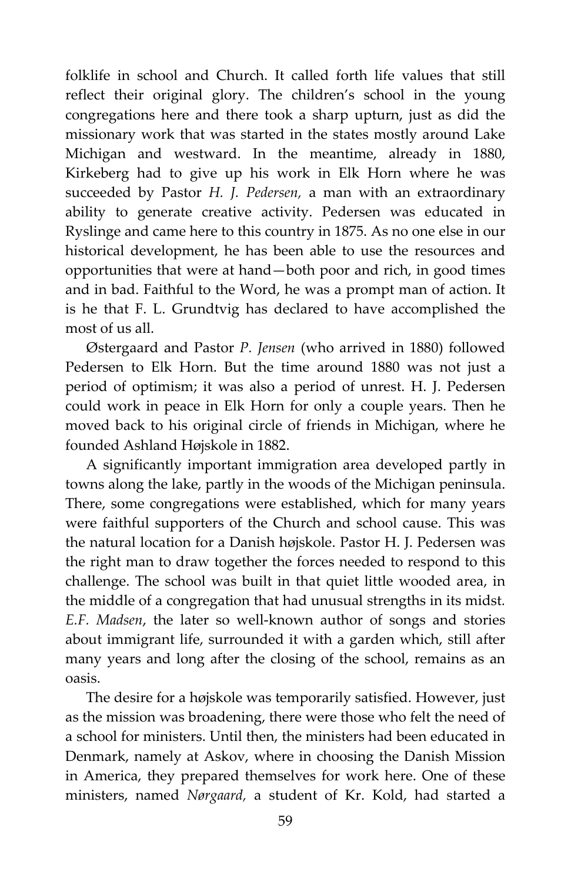folklife in school and Church. It called forth life values that still reflect their original glory. The children's school in the young congregations here and there took a sharp upturn, just as did the missionary work that was started in the states mostly around Lake Michigan and westward. In the meantime, already in 1880, Kirkeberg had to give up his work in Elk Horn where he was succeeded by Pastor *H. J. Pedersen,* a man with an extraordinary ability to generate creative activity. Pedersen was educated in Ryslinge and came here to this country in 1875. As no one else in our historical development, he has been able to use the resources and opportunities that were at hand—both poor and rich, in good times and in bad. Faithful to the Word, he was a prompt man of action. It is he that F. L. Grundtvig has declared to have accomplished the most of us all.

Østergaard and Pastor *P. Jensen* (who arrived in 1880) followed Pedersen to Elk Horn. But the time around 1880 was not just a period of optimism; it was also a period of unrest. H. J. Pedersen could work in peace in Elk Horn for only a couple years. Then he moved back to his original circle of friends in Michigan, where he founded Ashland Højskole in 1882.

A significantly important immigration area developed partly in towns along the lake, partly in the woods of the Michigan peninsula. There, some congregations were established, which for many years were faithful supporters of the Church and school cause. This was the natural location for a Danish højskole. Pastor H. J. Pedersen was the right man to draw together the forces needed to respond to this challenge. The school was built in that quiet little wooded area, in the middle of a congregation that had unusual strengths in its midst. *E.F. Madsen*, the later so well-known author of songs and stories about immigrant life, surrounded it with a garden which, still after many years and long after the closing of the school, remains as an oasis.

The desire for a højskole was temporarily satisfied. However, just as the mission was broadening, there were those who felt the need of a school for ministers. Until then, the ministers had been educated in Denmark, namely at Askov, where in choosing the Danish Mission in America, they prepared themselves for work here. One of these ministers, named *Nørgaard,* a student of Kr. Kold, had started a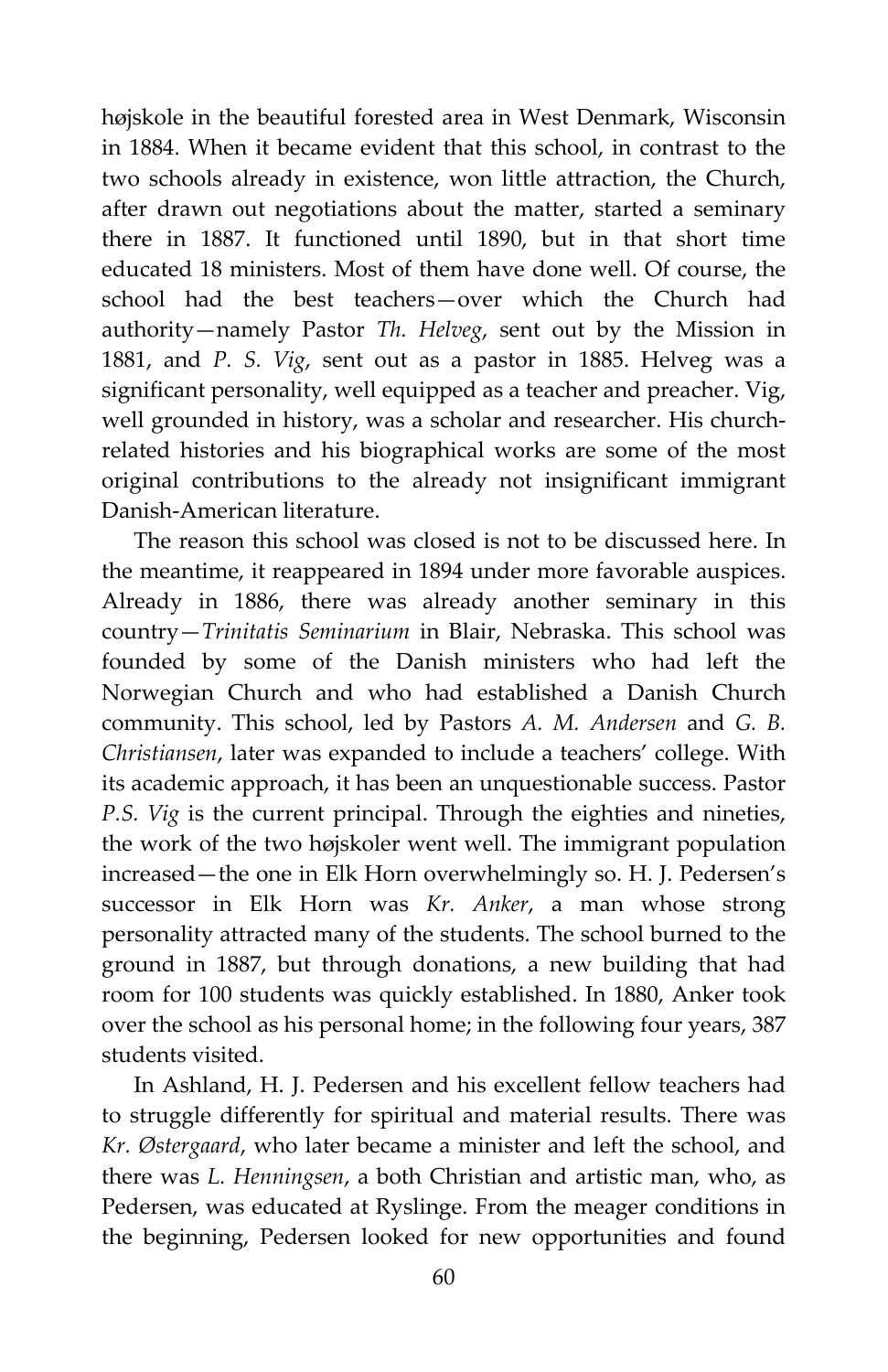højskole in the beautiful forested area in West Denmark, Wisconsin in 1884. When it became evident that this school, in contrast to the two schools already in existence, won little attraction, the Church, after drawn out negotiations about the matter, started a seminary there in 1887. It functioned until 1890, but in that short time educated 18 ministers. Most of them have done well. Of course, the school had the best teachers—over which the Church had authority—namely Pastor *Th. Helveg*, sent out by the Mission in 1881, and *P. S. Vig*, sent out as a pastor in 1885. Helveg was a significant personality, well equipped as a teacher and preacher. Vig, well grounded in history, was a scholar and researcher. His church-related histories and his biographical works are some of the most original contributions to the already not insignificant immigrant Danish-American literature.

The reason this school was closed is not to be discussed here. In the meantime, it reappeared in 1894 under more favorable auspices. Already in 1886, there was already another seminary in this country—*Trinitatis Seminarium* in Blair, Nebraska. This school was founded by some of the Danish ministers who had left the Norwegian Church and who had established a Danish Church community. This school, led by Pastors *A. M. Andersen* and *G. B. Christiansen*, later was expanded to include a teachers' college. With its academic approach, it has been an unquestionable success. Pastor *P.S. Vig* is the current principal. Through the eighties and nineties, the work of the two højskoler went well. The immigrant population increased—the one in Elk Horn overwhelmingly so. H. J. Pedersen's successor in Elk Horn was *Kr. Anker*, a man whose strong personality attracted many of the students. The school burned to the ground in 1887, but through donations, a new building that had room for 100 students was quickly established. In 1880, Anker took over the school as his personal home; in the following four years, 387 students visited.

In Ashland, H. J. Pedersen and his excellent fellow teachers had to struggle differently for spiritual and material results. There was *Kr. Østergaard*, who later became a minister and left the school, and there was *L. Henningsen*, a both Christian and artistic man, who, as Pedersen, was educated at Ryslinge. From the meager conditions in the beginning, Pedersen looked for new opportunities and found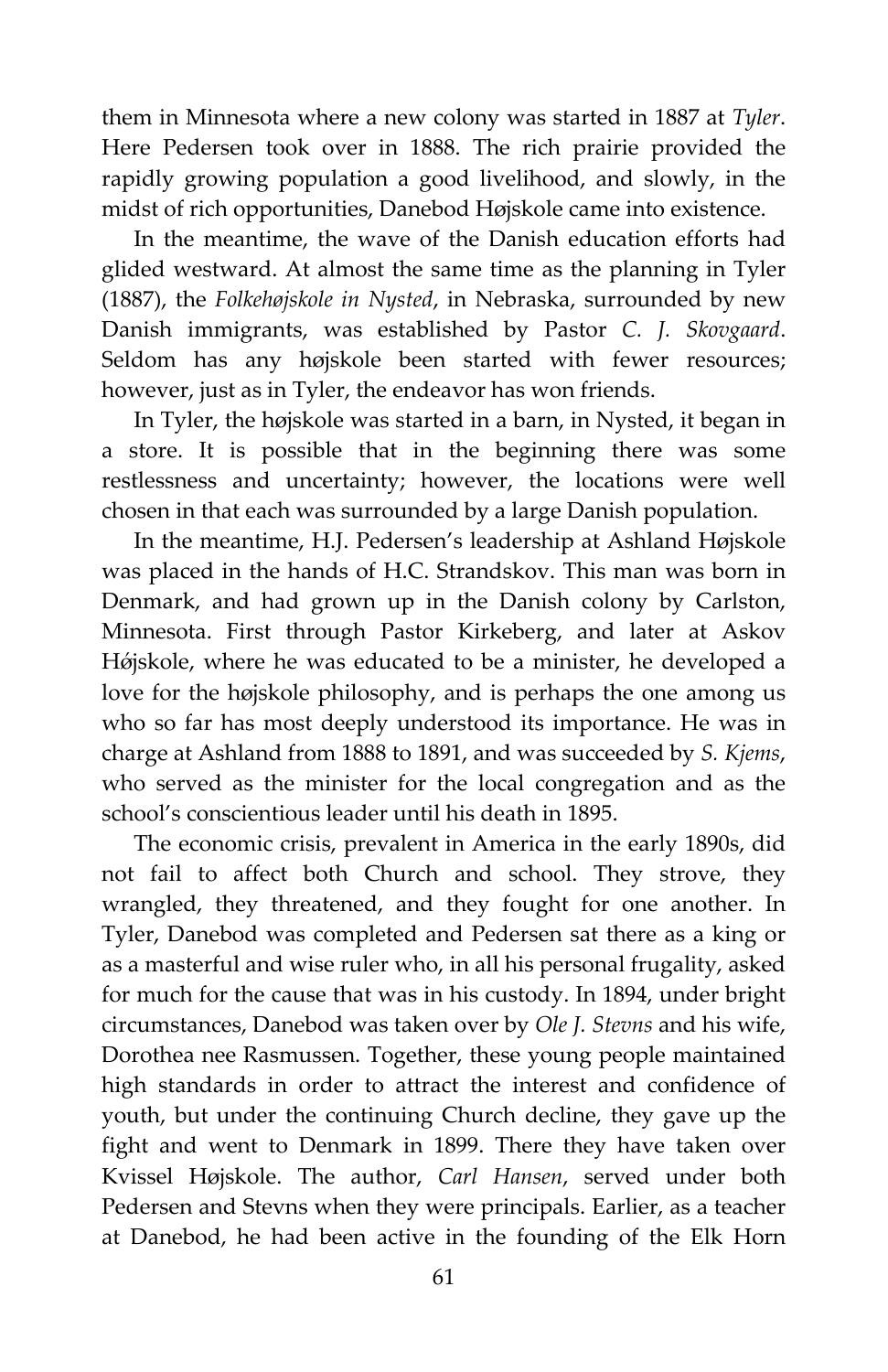them in Minnesota where a new colony was started in 1887 at *Tyler*. Here Pedersen took over in 1888. The rich prairie provided the rapidly growing population a good livelihood, and slowly, in the midst of rich opportunities, Danebod Højskole came into existence.

In the meantime, the wave of the Danish education efforts had glided westward. At almost the same time as the planning in Tyler (1887), the *Folkehøjskole in Nysted*, in Nebraska, surrounded by new Danish immigrants, was established by Pastor *C. J. Skovgaard*. Seldom has any højskole been started with fewer resources; however, just as in Tyler, the endeavor has won friends.

In Tyler, the højskole was started in a barn, in Nysted, it began in a store. It is possible that in the beginning there was some restlessness and uncertainty; however, the locations were well chosen in that each was surrounded by a large Danish population.

In the meantime, H.J. Pedersen's leadership at Ashland Højskole was placed in the hands of H.C. Strandskov. This man was born in Denmark, and had grown up in the Danish colony by Carlston, Minnesota. First through Pastor Kirkeberg, and later at Askov Hǿjskole, where he was educated to be a minister, he developed a love for the højskole philosophy, and is perhaps the one among us who so far has most deeply understood its importance. He was in charge at Ashland from 1888 to 1891, and was succeeded by *S. Kjems*, who served as the minister for the local congregation and as the school's conscientious leader until his death in 1895.

The economic crisis, prevalent in America in the early 1890s, did not fail to affect both Church and school. They strove, they wrangled, they threatened, and they fought for one another. In Tyler, Danebod was completed and Pedersen sat there as a king or as a masterful and wise ruler who, in all his personal frugality, asked for much for the cause that was in his custody. In 1894, under bright circumstances, Danebod was taken over by *Ole J. Stevns* and his wife, Dorothea nee Rasmussen. Together, these young people maintained high standards in order to attract the interest and confidence of youth, but under the continuing Church decline, they gave up the fight and went to Denmark in 1899. There they have taken over Kvissel Højskole. The author, *Carl Hansen*, served under both Pedersen and Stevns when they were principals. Earlier, as a teacher at Danebod, he had been active in the founding of the Elk Horn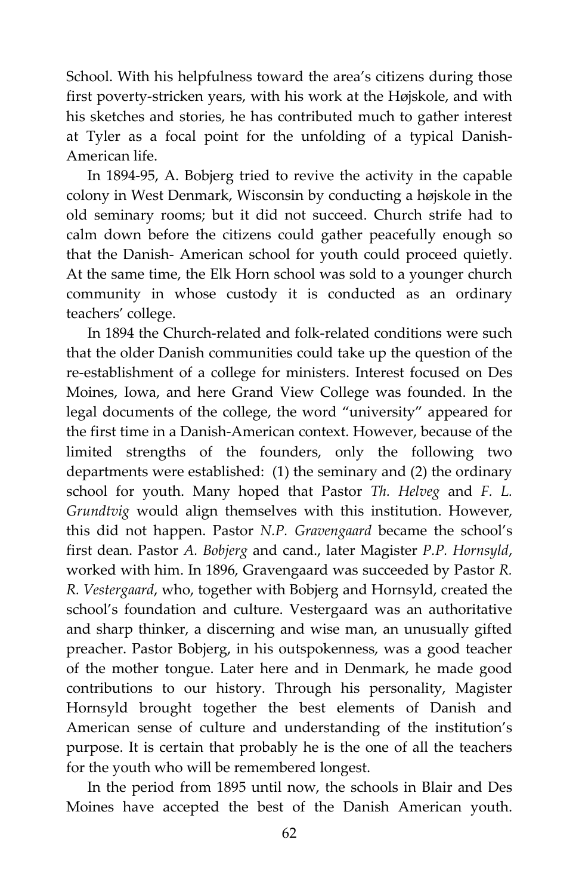School. With his helpfulness toward the area's citizens during those first poverty-stricken years, with his work at the Højskole, and with his sketches and stories, he has contributed much to gather interest at Tyler as a focal point for the unfolding of a typical Danish-American life.

In 1894-95, A. Bobjerg tried to revive the activity in the capable colony in West Denmark, Wisconsin by conducting a højskole in the old seminary rooms; but it did not succeed. Church strife had to calm down before the citizens could gather peacefully enough so that the Danish- American school for youth could proceed quietly. At the same time, the Elk Horn school was sold to a younger church community in whose custody it is conducted as an ordinary teachers' college.

In 1894 the Church-related and folk-related conditions were such that the older Danish communities could take up the question of the re-establishment of a college for ministers. Interest focused on Des Moines, Iowa, and here Grand View College was founded. In the legal documents of the college, the word "university" appeared for the first time in a Danish-American context. However, because of the limited strengths of the founders, only the following two departments were established: (1) the seminary and (2) the ordinary school for youth. Many hoped that Pastor *Th. Helveg* and *F. L. Grundtvig* would align themselves with this institution. However, this did not happen. Pastor *N.P. Gravengaard* became the school's first dean. Pastor *A. Bobjerg* and cand., later Magister *P.P. Hornsyld*, worked with him. In 1896, Gravengaard was succeeded by Pastor *R. R. Vestergaard*, who, together with Bobjerg and Hornsyld, created the school's foundation and culture. Vestergaard was an authoritative and sharp thinker, a discerning and wise man, an unusually gifted preacher. Pastor Bobjerg, in his outspokenness, was a good teacher of the mother tongue. Later here and in Denmark, he made good contributions to our history. Through his personality, Magister Hornsyld brought together the best elements of Danish and American sense of culture and understanding of the institution's purpose. It is certain that probably he is the one of all the teachers for the youth who will be remembered longest.

In the period from 1895 until now, the schools in Blair and Des Moines have accepted the best of the Danish American youth.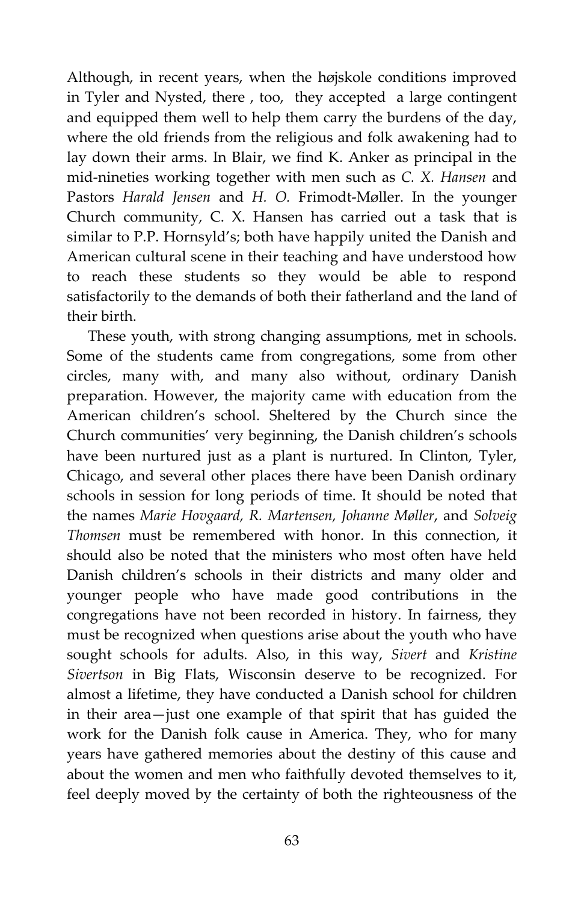Although, in recent years, when the højskole conditions improved in Tyler and Nysted, there , too, they accepted a large contingent and equipped them well to help them carry the burdens of the day, where the old friends from the religious and folk awakening had to lay down their arms. In Blair, we find K. Anker as principal in the mid-nineties working together with men such as *C. X. Hansen* and Pastors *Harald Jensen* and *H. O.* Frimodt-Møller. In the younger Church community, C. X. Hansen has carried out a task that is similar to P.P. Hornsyld's; both have happily united the Danish and American cultural scene in their teaching and have understood how to reach these students so they would be able to respond satisfactorily to the demands of both their fatherland and the land of their birth.

These youth, with strong changing assumptions, met in schools. Some of the students came from congregations, some from other circles, many with, and many also without, ordinary Danish preparation. However, the majority came with education from the American children's school. Sheltered by the Church since the Church communities' very beginning, the Danish children's schools have been nurtured just as a plant is nurtured. In Clinton, Tyler, Chicago, and several other places there have been Danish ordinary schools in session for long periods of time. It should be noted that the names *Marie Hovgaard, R. Martensen, Johanne Møller*, and *Solveig Thomsen* must be remembered with honor. In this connection, it should also be noted that the ministers who most often have held Danish children's schools in their districts and many older and younger people who have made good contributions in the congregations have not been recorded in history. In fairness, they must be recognized when questions arise about the youth who have sought schools for adults. Also, in this way, *Sivert* and *Kristine Sivertson* in Big Flats, Wisconsin deserve to be recognized. For almost a lifetime, they have conducted a Danish school for children in their area—just one example of that spirit that has guided the work for the Danish folk cause in America. They, who for many years have gathered memories about the destiny of this cause and about the women and men who faithfully devoted themselves to it, feel deeply moved by the certainty of both the righteousness of the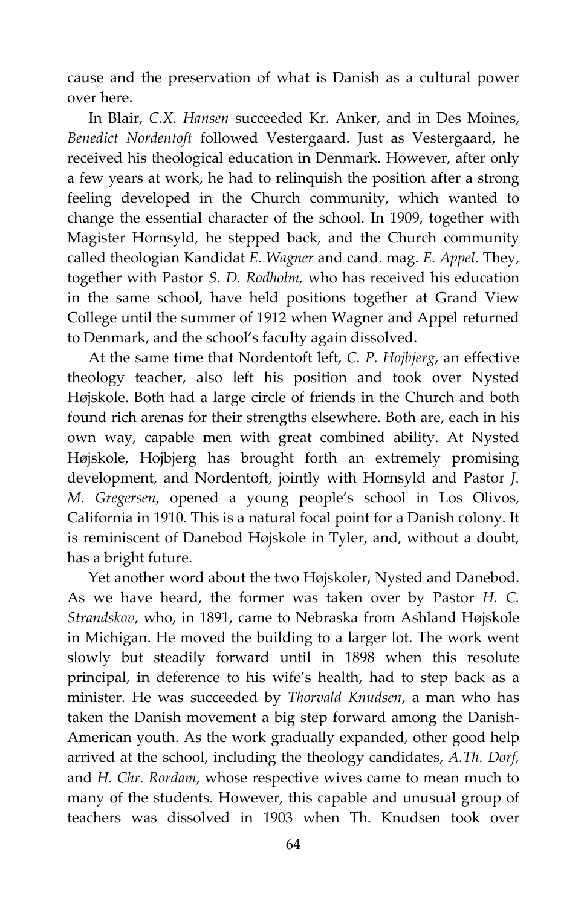cause and the preservation of what is Danish as a cultural power over here.

In Blair, *C.X. Hansen* succeeded Kr. Anker, and in Des Moines, *Benedict Nordentoft* followed Vestergaard. Just as Vestergaard, he received his theological education in Denmark. However, after only a few years at work, he had to relinquish the position after a strong feeling developed in the Church community, which wanted to change the essential character of the school. In 1909, together with Magister Hornsyld, he stepped back, and the Church community called theologian Kandidat *E. Wagner* and cand. mag. *E. Appel*. They, together with Pastor *S. D. Rodholm,* who has received his education in the same school, have held positions together at Grand View College until the summer of 1912 when Wagner and Appel returned to Denmark, and the school's faculty again dissolved.

At the same time that Nordentoft left, *C. P. Hojbjerg*, an effective theology teacher, also left his position and took over Nysted Højskole. Both had a large circle of friends in the Church and both found rich arenas for their strengths elsewhere. Both are, each in his own way, capable men with great combined ability. At Nysted Højskole, Hojbjerg has brought forth an extremely promising development, and Nordentoft, jointly with Hornsyld and Pastor *J. M. Gregersen*, opened a young people's school in Los Olivos, California in 1910. This is a natural focal point for a Danish colony. It is reminiscent of Danebod Højskole in Tyler, and, without a doubt, has a bright future.

Yet another word about the two Højskoler, Nysted and Danebod. As we have heard, the former was taken over by Pastor *H. C. Strandskov*, who, in 1891, came to Nebraska from Ashland Højskole in Michigan. He moved the building to a larger lot. The work went slowly but steadily forward until in 1898 when this resolute principal, in deference to his wife's health, had to step back as a minister. He was succeeded by *Thorvald Knudsen*, a man who has taken the Danish movement a big step forward among the Danish-American youth. As the work gradually expanded, other good help arrived at the school, including the theology candidates, *A.Th. Dorf,* and *H. Chr. Rordam*, whose respective wives came to mean much to many of the students. However, this capable and unusual group of teachers was dissolved in 1903 when Th. Knudsen took over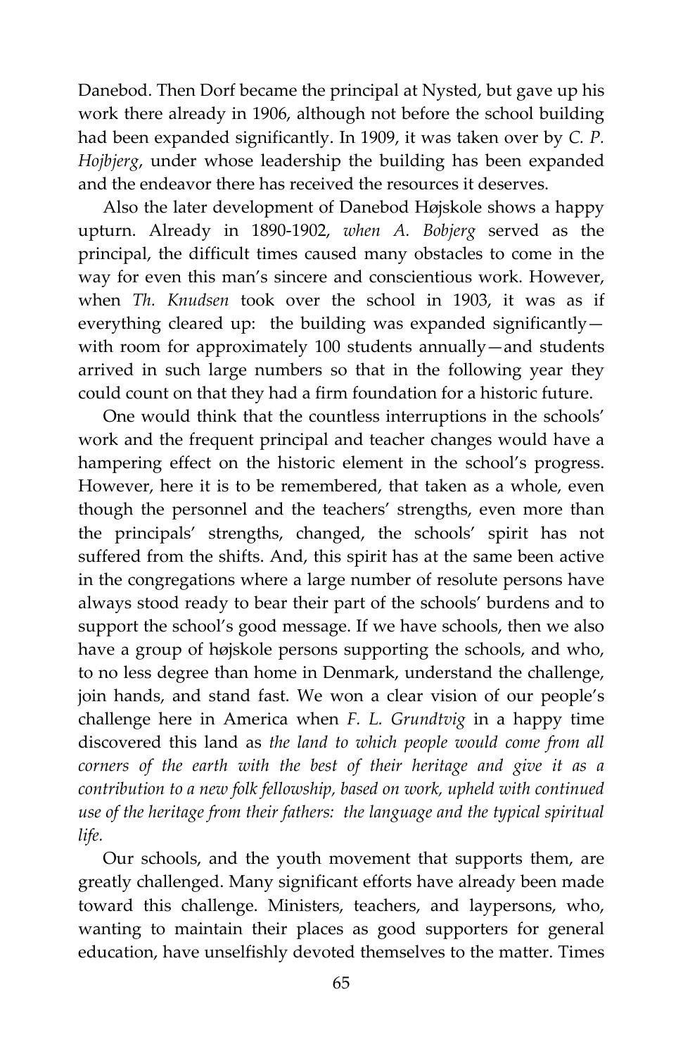Danebod. Then Dorf became the principal at Nysted, but gave up his work there already in 1906, although not before the school building had been expanded significantly. In 1909, it was taken over by *C. P. Hojbjerg*, under whose leadership the building has been expanded and the endeavor there has received the resources it deserves.

Also the later development of Danebod Højskole shows a happy upturn. Already in 1890-1902, *when A. Bobjerg* served as the principal, the difficult times caused many obstacles to come in the way for even this man's sincere and conscientious work. However, when *Th. Knudsen* took over the school in 1903, it was as if everything cleared up: the building was expanded significantly—with room for approximately 100 students annually—and students arrived in such large numbers so that in the following year they could count on that they had a firm foundation for a historic future.

One would think that the countless interruptions in the schools' work and the frequent principal and teacher changes would have a hampering effect on the historic element in the school's progress. However, here it is to be remembered, that taken as a whole, even though the personnel and the teachers' strengths, even more than the principals' strengths, changed, the schools' spirit has not suffered from the shifts. And, this spirit has at the same been active in the congregations where a large number of resolute persons have always stood ready to bear their part of the schools' burdens and to support the school's good message. If we have schools, then we also have a group of højskole persons supporting the schools, and who, to no less degree than home in Denmark, understand the challenge, join hands, and stand fast. We won a clear vision of our people's challenge here in America when *F. L. Grundtvig* in a happy time discovered this land as *the land to which people would come from all corners of the earth with the best of their heritage and give it as a contribution to a new folk fellowship, based on work, upheld with continued use of the heritage from their fathers: the language and the typical spiritual life.*

Our schools, and the youth movement that supports them, are greatly challenged. Many significant efforts have already been made toward this challenge. Ministers, teachers, and laypersons, who, wanting to maintain their places as good supporters for general education, have unselfishly devoted themselves to the matter. Times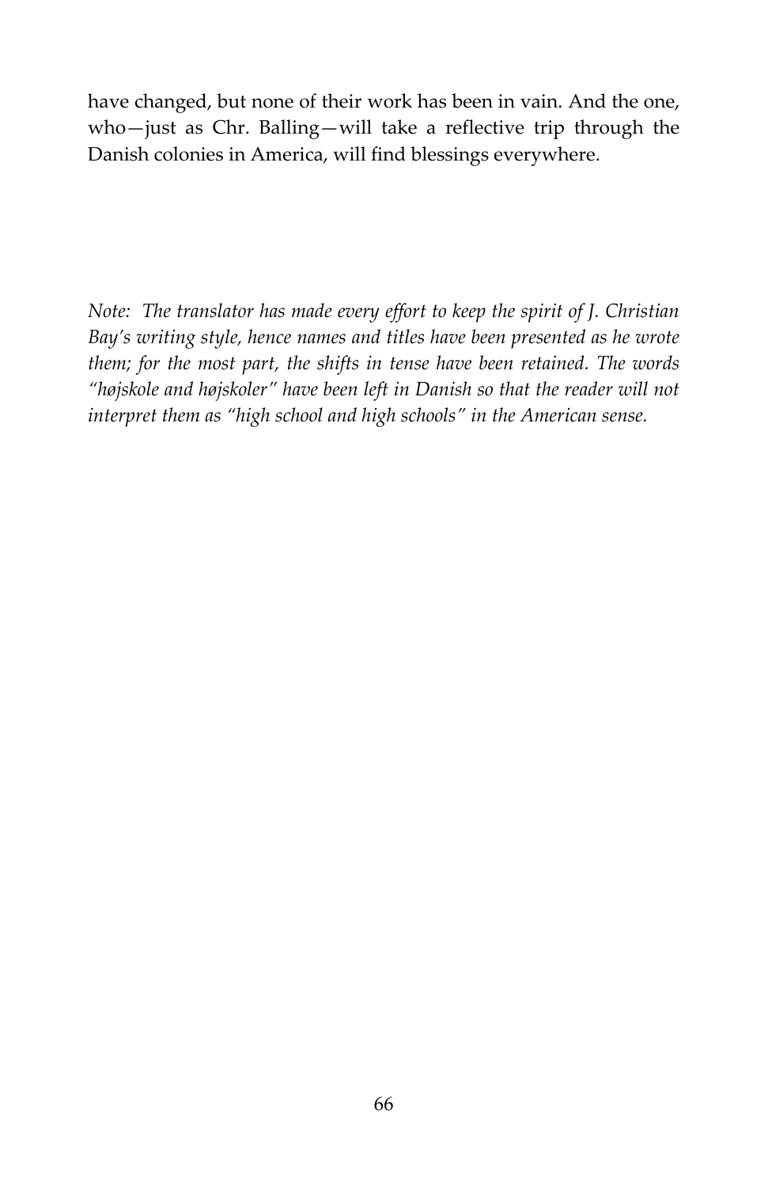have changed, but none of their work has been in vain. And the one, who—just as Chr. Balling—will take a reflective trip through the Danish colonies in America, will find blessings everywhere.

*Note: The translator has made every effort to keep the spirit of J. Christian Bay's writing style, hence names and titles have been presented as he wrote them; for the most part, the shifts in tense have been retained. The words "højskole and højskoler" have been left in Danish so that the reader will not interpret them as "high school and high schools" in the American sense.*